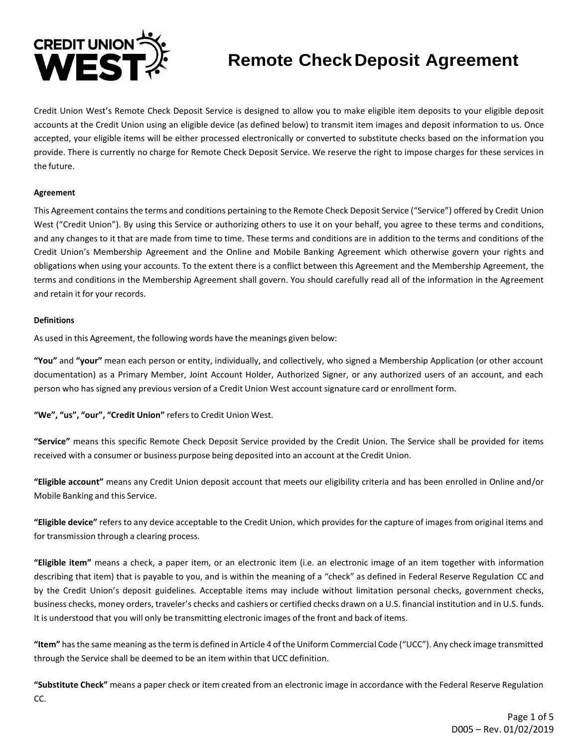# Remote Check Deposit Agreement

Credit Union West's Remote Check Deposit Service is designed to allow you to make eligible item deposits to your eligible deposit accounts at the Credit Union using an eligible device (as defined below) to transmit item images and deposit information to us. Once accepted, your eligible items will be either processed electronically or converted to substitute checks based on the information you provide. There is currently no charge for Remote Check Deposit Service. We reserve the right to impose charges for these services in the future.

**Agreement**

This Agreement contains the terms and conditions pertaining to the Remote Check Deposit Service ("Service") offered by Credit Union West ("Credit Union"). By using this Service or authorizing others to use it on your behalf, you agree to these terms and conditions, and any changes to it that are made from time to time. These terms and conditions are in addition to the terms and conditions of the Credit Union's Membership Agreement and the Online and Mobile Banking Agreement which otherwise govern your rights and obligations when using your accounts. To the extent there is a conflict between this Agreement and the Membership Agreement, the terms and conditions in the Membership Agreement shall govern. You should carefully read all of the information in the Agreement and retain it for your records.

**Definitions**

As used in this Agreement, the following words have the meanings given below:

**"You"** and **"your"** mean each person or entity, individually, and collectively, who signed a Membership Application (or other account documentation) as a Primary Member, Joint Account Holder, Authorized Signer, or any authorized users of an account, and each person who has signed any previous version of a Credit Union West account signature card or enrollment form.

**"We", "us", "our", "Credit Union"** refers to Credit Union West.

**"Service"** means this specific Remote Check Deposit Service provided by the Credit Union. The Service shall be provided for items received with a consumer or business purpose being deposited into an account at the Credit Union.

**"Eligible account"** means any Credit Union deposit account that meets our eligibility criteria and has been enrolled in Online and/or Mobile Banking and this Service.

**"Eligible device"** refers to any device acceptable to the Credit Union, which provides for the capture of images from original items and for transmission through a clearing process.

**"Eligible item"** means a check, a paper item, or an electronic item (i.e. an electronic image of an item together with information describing that item) that is payable to you, and is within the meaning of a "check" as defined in Federal Reserve Regulation CC and by the Credit Union's deposit guidelines. Acceptable items may include without limitation personal checks, government checks, business checks, money orders, traveler's checks and cashiers or certified checks drawn on a U.S. financial institution and in U.S. funds. It is understood that you will only be transmitting electronic images of the front and back of items.

**"Item"** has the same meaning as the term is defined in Article 4 of the Uniform Commercial Code ("UCC"). Any check image transmitted through the Service shall be deemed to be an item within that UCC definition.

**"Substitute Check"** means a paper check or item created from an electronic image in accordance with the Federal Reserve Regulation CC.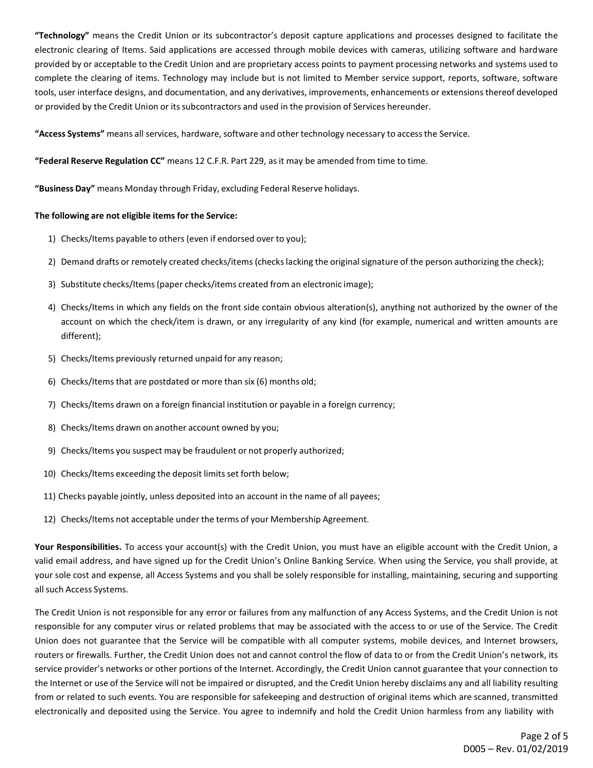**"Technology"** means the Credit Union or its subcontractor's deposit capture applications and processes designed to facilitate the electronic clearing of Items. Said applications are accessed through mobile devices with cameras, utilizing software and hardware provided by or acceptable to the Credit Union and are proprietary access points to payment processing networks and systems used to complete the clearing of items. Technology may include but is not limited to Member service support, reports, software, software tools, user interface designs, and documentation, and any derivatives, improvements, enhancements or extensions thereof developed or provided by the Credit Union or its subcontractors and used in the provision of Services hereunder.

**"Access Systems"** means all services, hardware, software and other technology necessary to access the Service.

**"Federal Reserve Regulation CC"** means 12 C.F.R. Part 229, as it may be amended from time to time.

**"Business Day"** means Monday through Friday, excluding Federal Reserve holidays.

**The following are not eligible items for the Service:**

1) Checks/Items payable to others (even if endorsed over to you);
2) Demand drafts or remotely created checks/items (checks lacking the original signature of the person authorizing the check);
3) Substitute checks/Items (paper checks/items created from an electronic image);
4) Checks/Items in which any fields on the front side contain obvious alteration(s), anything not authorized by the owner of the account on which the check/item is drawn, or any irregularity of any kind (for example, numerical and written amounts are different);
5) Checks/Items previously returned unpaid for any reason;
6) Checks/Items that are postdated or more than six (6) months old;
7) Checks/Items drawn on a foreign financial institution or payable in a foreign currency;
8) Checks/Items drawn on another account owned by you;
9) Checks/Items you suspect may be fraudulent or not properly authorized;
10) Checks/Items exceeding the deposit limits set forth below;
11) Checks payable jointly, unless deposited into an account in the name of all payees;
12) Checks/Items not acceptable under the terms of your Membership Agreement.

**Your Responsibilities.** To access your account(s) with the Credit Union, you must have an eligible account with the Credit Union, a valid email address, and have signed up for the Credit Union's Online Banking Service. When using the Service, you shall provide, at your sole cost and expense, all Access Systems and you shall be solely responsible for installing, maintaining, securing and supporting all such Access Systems.

The Credit Union is not responsible for any error or failures from any malfunction of any Access Systems, and the Credit Union is not responsible for any computer virus or related problems that may be associated with the access to or use of the Service. The Credit Union does not guarantee that the Service will be compatible with all computer systems, mobile devices, and Internet browsers, routers or firewalls. Further, the Credit Union does not and cannot control the flow of data to or from the Credit Union's network, its service provider's networks or other portions of the Internet. Accordingly, the Credit Union cannot guarantee that your connection to the Internet or use of the Service will not be impaired or disrupted, and the Credit Union hereby disclaims any and all liability resulting from or related to such events. You are responsible for safekeeping and destruction of original items which are scanned, transmitted electronically and deposited using the Service. You agree to indemnify and hold the Credit Union harmless from any liability with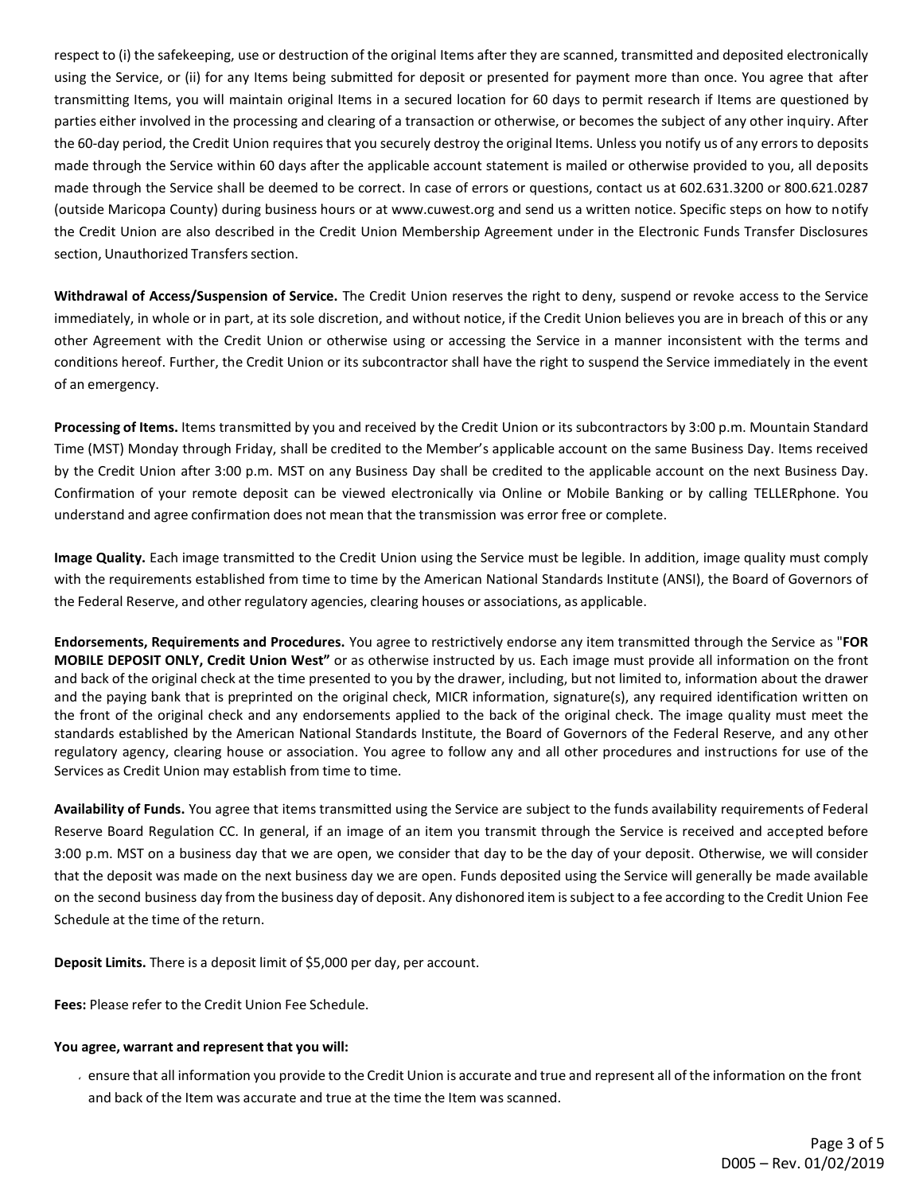respect to (i) the safekeeping, use or destruction of the original Items after they are scanned, transmitted and deposited electronically using the Service, or (ii) for any Items being submitted for deposit or presented for payment more than once. You agree that after transmitting Items, you will maintain original Items in a secured location for 60 days to permit research if Items are questioned by parties either involved in the processing and clearing of a transaction or otherwise, or becomes the subject of any other inquiry. After the 60-day period, the Credit Union requires that you securely destroy the original Items. Unless you notify us of any errors to deposits made through the Service within 60 days after the applicable account statement is mailed or otherwise provided to you, all deposits made through the Service shall be deemed to be correct. In case of errors or questions, contact us at 602.631.3200 or 800.621.0287 (outside Maricopa County) during business hours or at www.cuwest.org and send us a written notice. Specific steps on how to notify the Credit Union are also described in the Credit Union Membership Agreement under in the Electronic Funds Transfer Disclosures section, Unauthorized Transfers section.

**Withdrawal of Access/Suspension of Service.** The Credit Union reserves the right to deny, suspend or revoke access to the Service immediately, in whole or in part, at its sole discretion, and without notice, if the Credit Union believes you are in breach of this or any other Agreement with the Credit Union or otherwise using or accessing the Service in a manner inconsistent with the terms and conditions hereof. Further, the Credit Union or its subcontractor shall have the right to suspend the Service immediately in the event of an emergency.

**Processing of Items.** Items transmitted by you and received by the Credit Union or its subcontractors by 3:00 p.m. Mountain Standard Time (MST) Monday through Friday, shall be credited to the Member's applicable account on the same Business Day. Items received by the Credit Union after 3:00 p.m. MST on any Business Day shall be credited to the applicable account on the next Business Day. Confirmation of your remote deposit can be viewed electronically via Online or Mobile Banking or by calling TELLERphone. You understand and agree confirmation does not mean that the transmission was error free or complete.

**Image Quality.** Each image transmitted to the Credit Union using the Service must be legible. In addition, image quality must comply with the requirements established from time to time by the American National Standards Institute (ANSI), the Board of Governors of the Federal Reserve, and other regulatory agencies, clearing houses or associations, as applicable.

**Endorsements, Requirements and Procedures.** You agree to restrictively endorse any item transmitted through the Service as "**FOR MOBILE DEPOSIT ONLY, Credit Union West"** or as otherwise instructed by us. Each image must provide all information on the front and back of the original check at the time presented to you by the drawer, including, but not limited to, information about the drawer and the paying bank that is preprinted on the original check, MICR information, signature(s), any required identification written on the front of the original check and any endorsements applied to the back of the original check. The image quality must meet the standards established by the American National Standards Institute, the Board of Governors of the Federal Reserve, and any other regulatory agency, clearing house or association. You agree to follow any and all other procedures and instructions for use of the Services as Credit Union may establish from time to time.

**Availability of Funds.** You agree that items transmitted using the Service are subject to the funds availability requirements of Federal Reserve Board Regulation CC. In general, if an image of an item you transmit through the Service is received and accepted before 3:00 p.m. MST on a business day that we are open, we consider that day to be the day of your deposit. Otherwise, we will consider that the deposit was made on the next business day we are open. Funds deposited using the Service will generally be made available on the second business day from the business day of deposit. Any dishonored item is subject to a fee according to the Credit Union Fee Schedule at the time of the return.

**Deposit Limits.** There is a deposit limit of $5,000 per day, per account.

**Fees:** Please refer to the Credit Union Fee Schedule.

**You agree, warrant and represent that you will:**

- ensure that all information you provide to the Credit Union is accurate and true and represent all of the information on the front and back of the Item was accurate and true at the time the Item was scanned.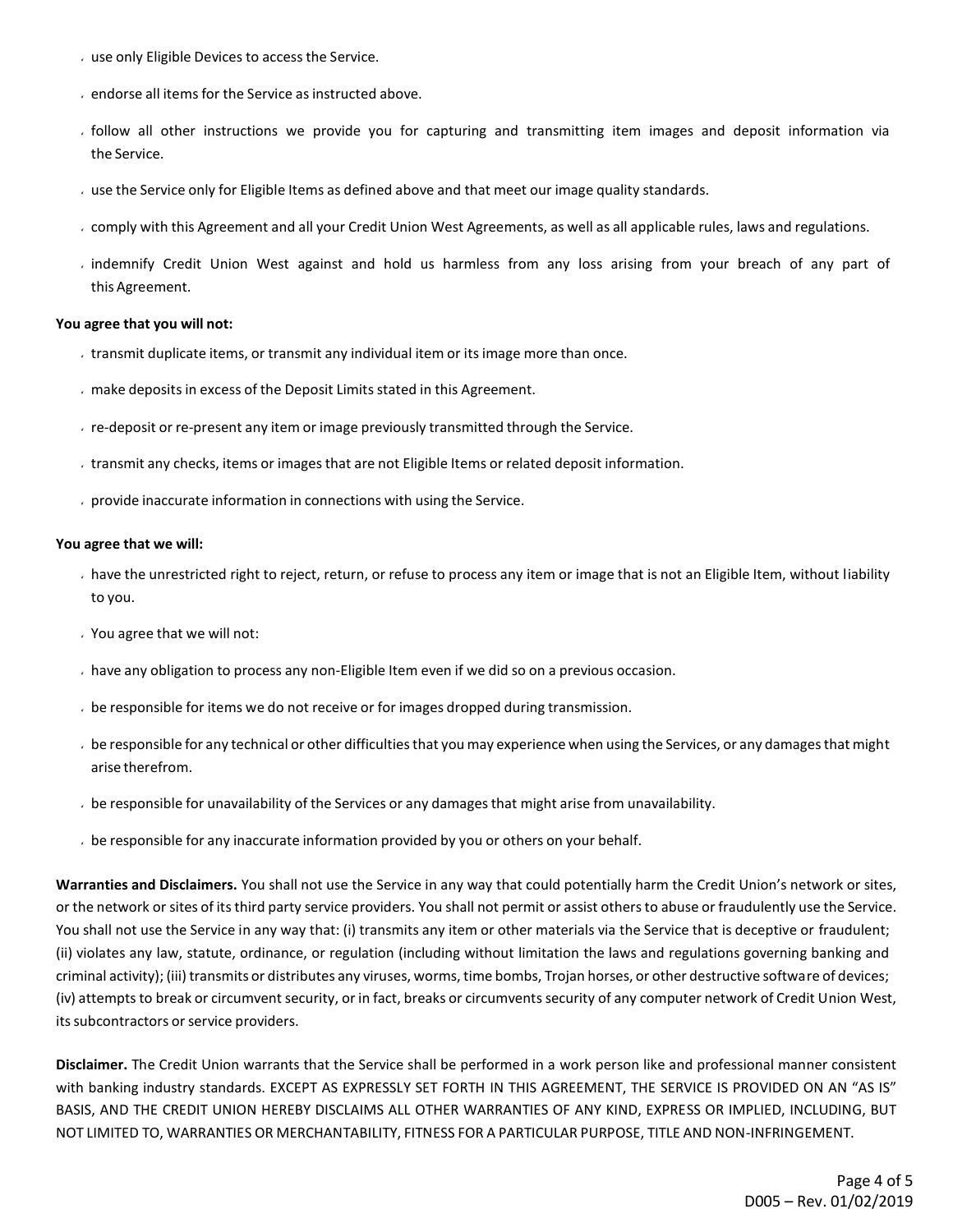- use only Eligible Devices to access the Service.
- endorse all items for the Service as instructed above.
- follow all other instructions we provide you for capturing and transmitting item images and deposit information via the Service.
- use the Service only for Eligible Items as defined above and that meet our image quality standards.
- comply with this Agreement and all your Credit Union West Agreements, as well as all applicable rules, laws and regulations.
- indemnify Credit Union West against and hold us harmless from any loss arising from your breach of any part of this Agreement.

**You agree that you will not:**

- transmit duplicate items, or transmit any individual item or its image more than once.
- make deposits in excess of the Deposit Limits stated in this Agreement.
- re-deposit or re-present any item or image previously transmitted through the Service.
- transmit any checks, items or images that are not Eligible Items or related deposit information.
- provide inaccurate information in connections with using the Service.

**You agree that we will:**

- have the unrestricted right to reject, return, or refuse to process any item or image that is not an Eligible Item, without liability to you.
- You agree that we will not:
- have any obligation to process any non-Eligible Item even if we did so on a previous occasion.
- be responsible for items we do not receive or for images dropped during transmission.
- be responsible for any technical or other difficulties that you may experience when using the Services, or any damages that might arise therefrom.
- be responsible for unavailability of the Services or any damages that might arise from unavailability.
- be responsible for any inaccurate information provided by you or others on your behalf.

**Warranties and Disclaimers.** You shall not use the Service in any way that could potentially harm the Credit Union's network or sites, or the network or sites of its third party service providers. You shall not permit or assist others to abuse or fraudulently use the Service. You shall not use the Service in any way that: (i) transmits any item or other materials via the Service that is deceptive or fraudulent; (ii) violates any law, statute, ordinance, or regulation (including without limitation the laws and regulations governing banking and criminal activity); (iii) transmits or distributes any viruses, worms, time bombs, Trojan horses, or other destructive software of devices; (iv) attempts to break or circumvent security, or in fact, breaks or circumvents security of any computer network of Credit Union West, its subcontractors or service providers.

**Disclaimer.** The Credit Union warrants that the Service shall be performed in a work person like and professional manner consistent with banking industry standards. EXCEPT AS EXPRESSLY SET FORTH IN THIS AGREEMENT, THE SERVICE IS PROVIDED ON AN "AS IS" BASIS, AND THE CREDIT UNION HEREBY DISCLAIMS ALL OTHER WARRANTIES OF ANY KIND, EXPRESS OR IMPLIED, INCLUDING, BUT NOT LIMITED TO, WARRANTIES OR MERCHANTABILITY, FITNESS FOR A PARTICULAR PURPOSE, TITLE AND NON-INFRINGEMENT.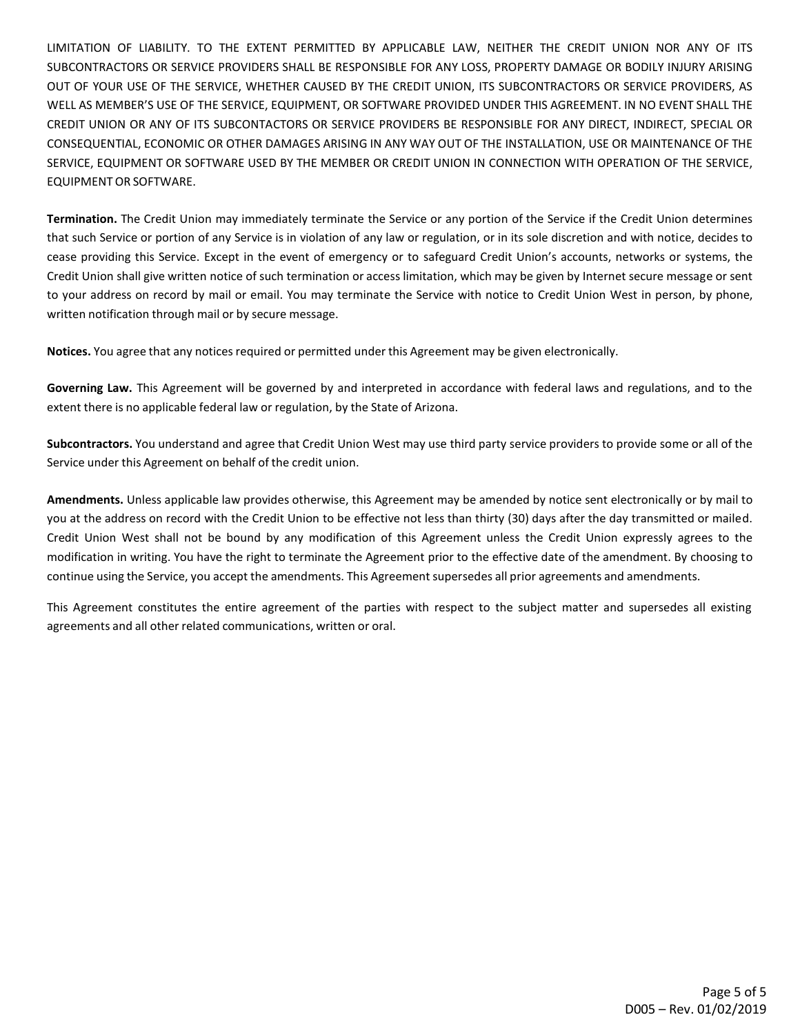LIMITATION OF LIABILITY. TO THE EXTENT PERMITTED BY APPLICABLE LAW, NEITHER THE CREDIT UNION NOR ANY OF ITS SUBCONTRACTORS OR SERVICE PROVIDERS SHALL BE RESPONSIBLE FOR ANY LOSS, PROPERTY DAMAGE OR BODILY INJURY ARISING OUT OF YOUR USE OF THE SERVICE, WHETHER CAUSED BY THE CREDIT UNION, ITS SUBCONTRACTORS OR SERVICE PROVIDERS, AS WELL AS MEMBER'S USE OF THE SERVICE, EQUIPMENT, OR SOFTWARE PROVIDED UNDER THIS AGREEMENT. IN NO EVENT SHALL THE CREDIT UNION OR ANY OF ITS SUBCONTACTORS OR SERVICE PROVIDERS BE RESPONSIBLE FOR ANY DIRECT, INDIRECT, SPECIAL OR CONSEQUENTIAL, ECONOMIC OR OTHER DAMAGES ARISING IN ANY WAY OUT OF THE INSTALLATION, USE OR MAINTENANCE OF THE SERVICE, EQUIPMENT OR SOFTWARE USED BY THE MEMBER OR CREDIT UNION IN CONNECTION WITH OPERATION OF THE SERVICE, EQUIPMENT OR SOFTWARE.

**Termination.** The Credit Union may immediately terminate the Service or any portion of the Service if the Credit Union determines that such Service or portion of any Service is in violation of any law or regulation, or in its sole discretion and with notice, decides to cease providing this Service. Except in the event of emergency or to safeguard Credit Union's accounts, networks or systems, the Credit Union shall give written notice of such termination or access limitation, which may be given by Internet secure message or sent to your address on record by mail or email. You may terminate the Service with notice to Credit Union West in person, by phone, written notification through mail or by secure message.

**Notices.** You agree that any notices required or permitted under this Agreement may be given electronically.

**Governing Law.** This Agreement will be governed by and interpreted in accordance with federal laws and regulations, and to the extent there is no applicable federal law or regulation, by the State of Arizona.

**Subcontractors.** You understand and agree that Credit Union West may use third party service providers to provide some or all of the Service under this Agreement on behalf of the credit union.

**Amendments.** Unless applicable law provides otherwise, this Agreement may be amended by notice sent electronically or by mail to you at the address on record with the Credit Union to be effective not less than thirty (30) days after the day transmitted or mailed. Credit Union West shall not be bound by any modification of this Agreement unless the Credit Union expressly agrees to the modification in writing. You have the right to terminate the Agreement prior to the effective date of the amendment. By choosing to continue using the Service, you accept the amendments. This Agreement supersedes all prior agreements and amendments.

This Agreement constitutes the entire agreement of the parties with respect to the subject matter and supersedes all existing agreements and all other related communications, written or oral.

D005 – Rev. 01/02/2019